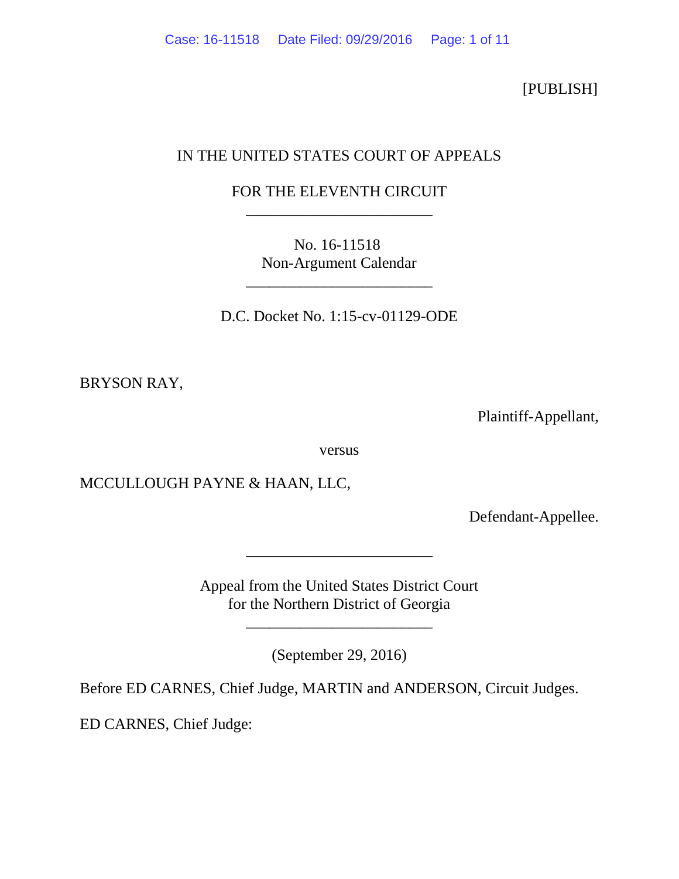[PUBLISH]

IN THE UNITED STATES COURT OF APPEALS

FOR THE ELEVENTH CIRCUIT

________________________

No. 16-11518
Non-Argument Calendar

________________________

D.C. Docket No. 1:15-cv-01129-ODE

BRYSON RAY,

Plaintiff-Appellant,

versus

MCCULLOUGH PAYNE & HAAN, LLC,

Defendant-Appellee.

________________________

Appeal from the United States District Court
for the Northern District of Georgia

________________________

(September 29, 2016)

Before ED CARNES, Chief Judge, MARTIN and ANDERSON, Circuit Judges.

ED CARNES, Chief Judge: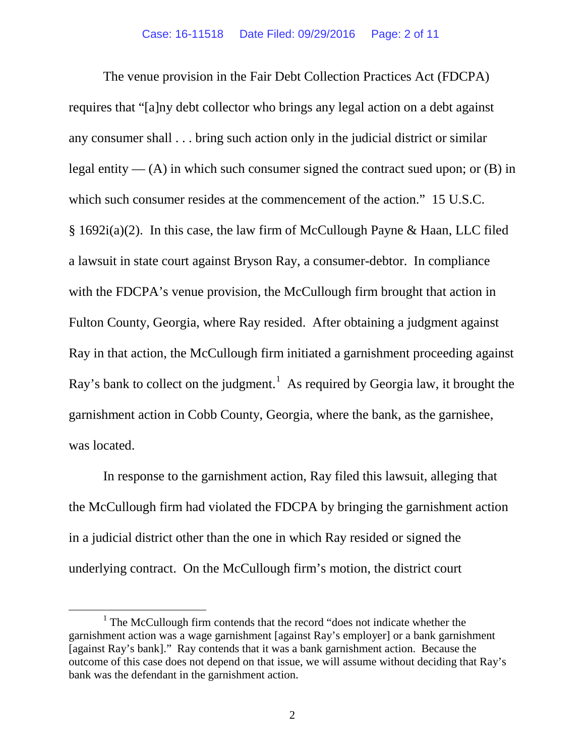The venue provision in the Fair Debt Collection Practices Act (FDCPA) requires that "[a]ny debt collector who brings any legal action on a debt against any consumer shall . . . bring such action only in the judicial district or similar legal entity — (A) in which such consumer signed the contract sued upon; or (B) in which such consumer resides at the commencement of the action." 15 U.S.C. § 1692i(a)(2). In this case, the law firm of McCullough Payne & Haan, LLC filed a lawsuit in state court against Bryson Ray, a consumer-debtor. In compliance with the FDCPA's venue provision, the McCullough firm brought that action in Fulton County, Georgia, where Ray resided. After obtaining a judgment against Ray in that action, the McCullough firm initiated a garnishment proceeding against Ray's bank to collect on the judgment.[1] As required by Georgia law, it brought the garnishment action in Cobb County, Georgia, where the bank, as the garnishee, was located.

In response to the garnishment action, Ray filed this lawsuit, alleging that the McCullough firm had violated the FDCPA by bringing the garnishment action in a judicial district other than the one in which Ray resided or signed the underlying contract. On the McCullough firm's motion, the district court

[1] The McCullough firm contends that the record "does not indicate whether the garnishment action was a wage garnishment [against Ray's employer] or a bank garnishment [against Ray's bank]." Ray contends that it was a bank garnishment action. Because the outcome of this case does not depend on that issue, we will assume without deciding that Ray's bank was the defendant in the garnishment action.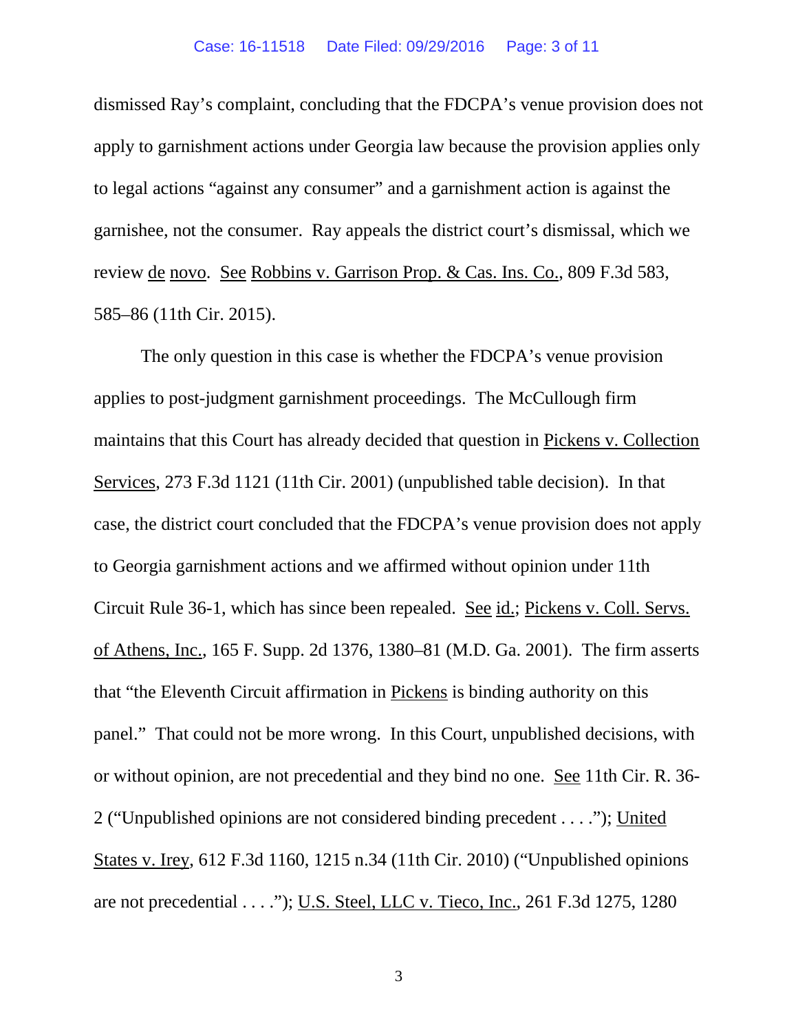dismissed Ray's complaint, concluding that the FDCPA's venue provision does not apply to garnishment actions under Georgia law because the provision applies only to legal actions "against any consumer" and a garnishment action is against the garnishee, not the consumer. Ray appeals the district court's dismissal, which we review de novo. See Robbins v. Garrison Prop. & Cas. Ins. Co., 809 F.3d 583, 585–86 (11th Cir. 2015).

The only question in this case is whether the FDCPA's venue provision applies to post-judgment garnishment proceedings. The McCullough firm maintains that this Court has already decided that question in Pickens v. Collection Services, 273 F.3d 1121 (11th Cir. 2001) (unpublished table decision). In that case, the district court concluded that the FDCPA's venue provision does not apply to Georgia garnishment actions and we affirmed without opinion under 11th Circuit Rule 36-1, which has since been repealed. See id.; Pickens v. Coll. Servs. of Athens, Inc., 165 F. Supp. 2d 1376, 1380–81 (M.D. Ga. 2001). The firm asserts that "the Eleventh Circuit affirmation in Pickens is binding authority on this panel." That could not be more wrong. In this Court, unpublished decisions, with or without opinion, are not precedential and they bind no one. See 11th Cir. R. 36-2 ("Unpublished opinions are not considered binding precedent . . . ."); United States v. Irey, 612 F.3d 1160, 1215 n.34 (11th Cir. 2010) ("Unpublished opinions are not precedential . . . ."); U.S. Steel, LLC v. Tieco, Inc., 261 F.3d 1275, 1280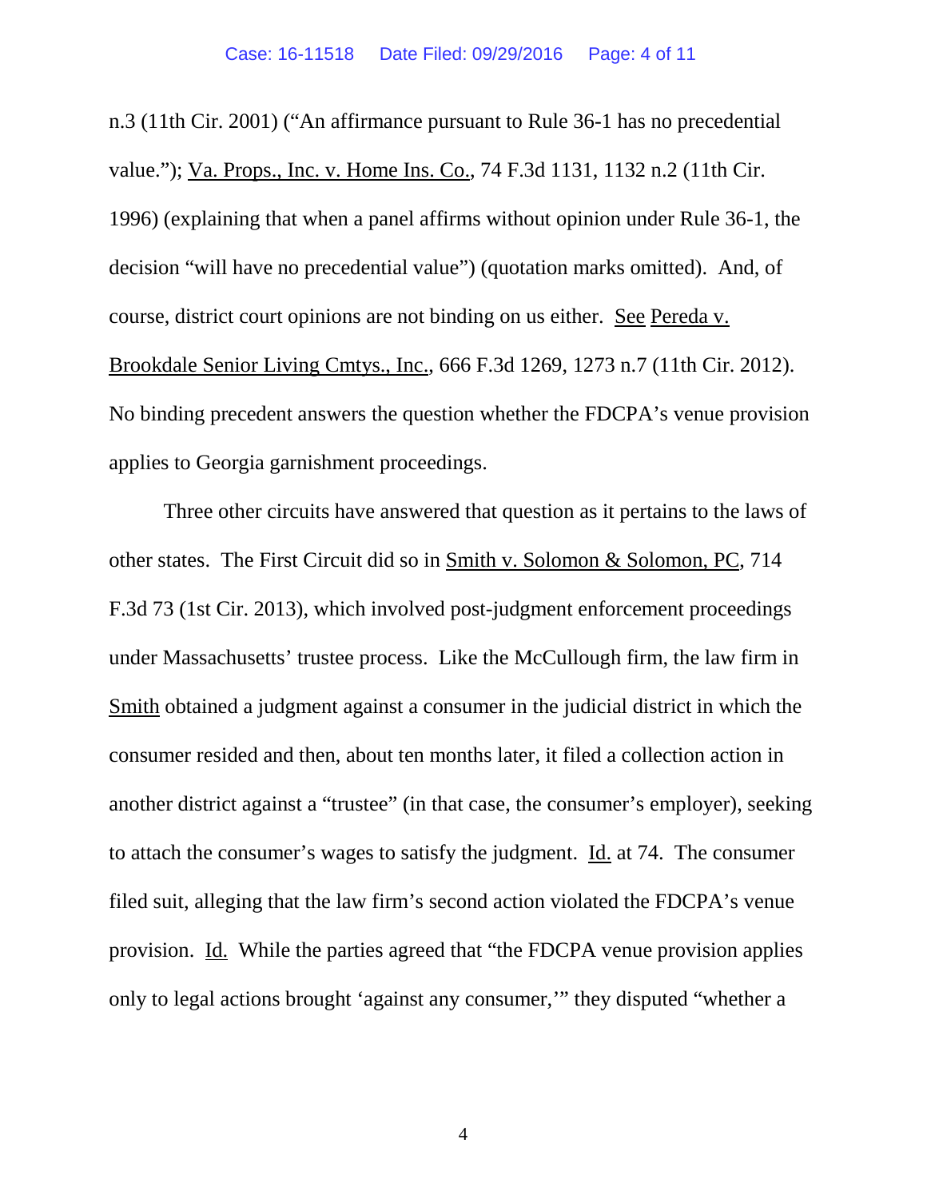n.3 (11th Cir. 2001) ("An affirmance pursuant to Rule 36-1 has no precedential value."); Va. Props., Inc. v. Home Ins. Co., 74 F.3d 1131, 1132 n.2 (11th Cir. 1996) (explaining that when a panel affirms without opinion under Rule 36-1, the decision "will have no precedential value") (quotation marks omitted). And, of course, district court opinions are not binding on us either. See Pereda v. Brookdale Senior Living Cmtys., Inc., 666 F.3d 1269, 1273 n.7 (11th Cir. 2012). No binding precedent answers the question whether the FDCPA's venue provision applies to Georgia garnishment proceedings.

Three other circuits have answered that question as it pertains to the laws of other states. The First Circuit did so in Smith v. Solomon & Solomon, PC, 714 F.3d 73 (1st Cir. 2013), which involved post-judgment enforcement proceedings under Massachusetts' trustee process. Like the McCullough firm, the law firm in Smith obtained a judgment against a consumer in the judicial district in which the consumer resided and then, about ten months later, it filed a collection action in another district against a "trustee" (in that case, the consumer's employer), seeking to attach the consumer's wages to satisfy the judgment. Id. at 74. The consumer filed suit, alleging that the law firm's second action violated the FDCPA's venue provision. Id. While the parties agreed that "the FDCPA venue provision applies only to legal actions brought 'against any consumer,'" they disputed "whether a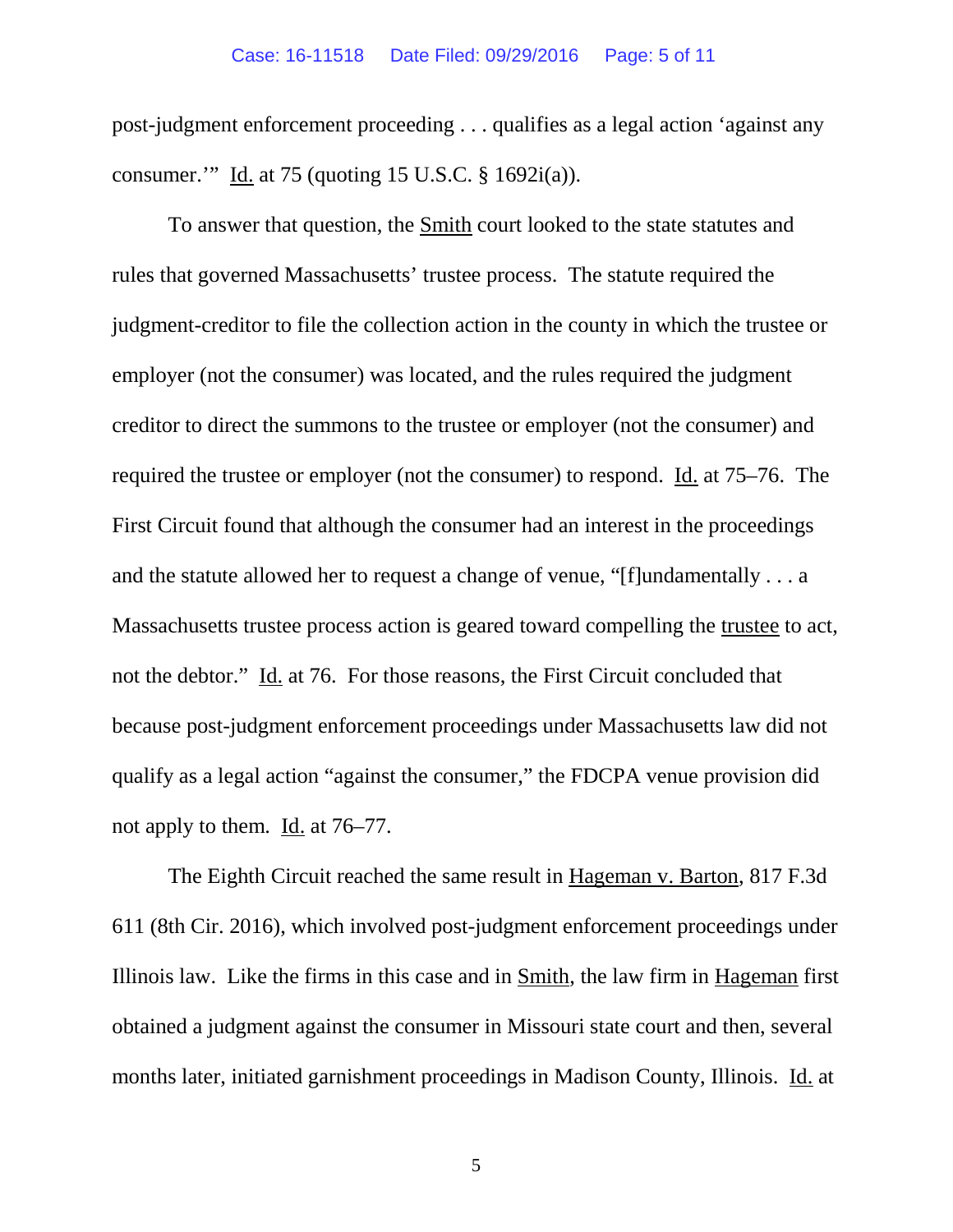post-judgment enforcement proceeding . . . qualifies as a legal action 'against any consumer.'" Id. at 75 (quoting 15 U.S.C. § 1692i(a)).

To answer that question, the Smith court looked to the state statutes and rules that governed Massachusetts' trustee process. The statute required the judgment-creditor to file the collection action in the county in which the trustee or employer (not the consumer) was located, and the rules required the judgment creditor to direct the summons to the trustee or employer (not the consumer) and required the trustee or employer (not the consumer) to respond. Id. at 75–76. The First Circuit found that although the consumer had an interest in the proceedings and the statute allowed her to request a change of venue, "[f]undamentally . . . a Massachusetts trustee process action is geared toward compelling the trustee to act, not the debtor." Id. at 76. For those reasons, the First Circuit concluded that because post-judgment enforcement proceedings under Massachusetts law did not qualify as a legal action "against the consumer," the FDCPA venue provision did not apply to them. Id. at 76–77.

The Eighth Circuit reached the same result in Hageman v. Barton, 817 F.3d 611 (8th Cir. 2016), which involved post-judgment enforcement proceedings under Illinois law. Like the firms in this case and in Smith, the law firm in Hageman first obtained a judgment against the consumer in Missouri state court and then, several months later, initiated garnishment proceedings in Madison County, Illinois. Id. at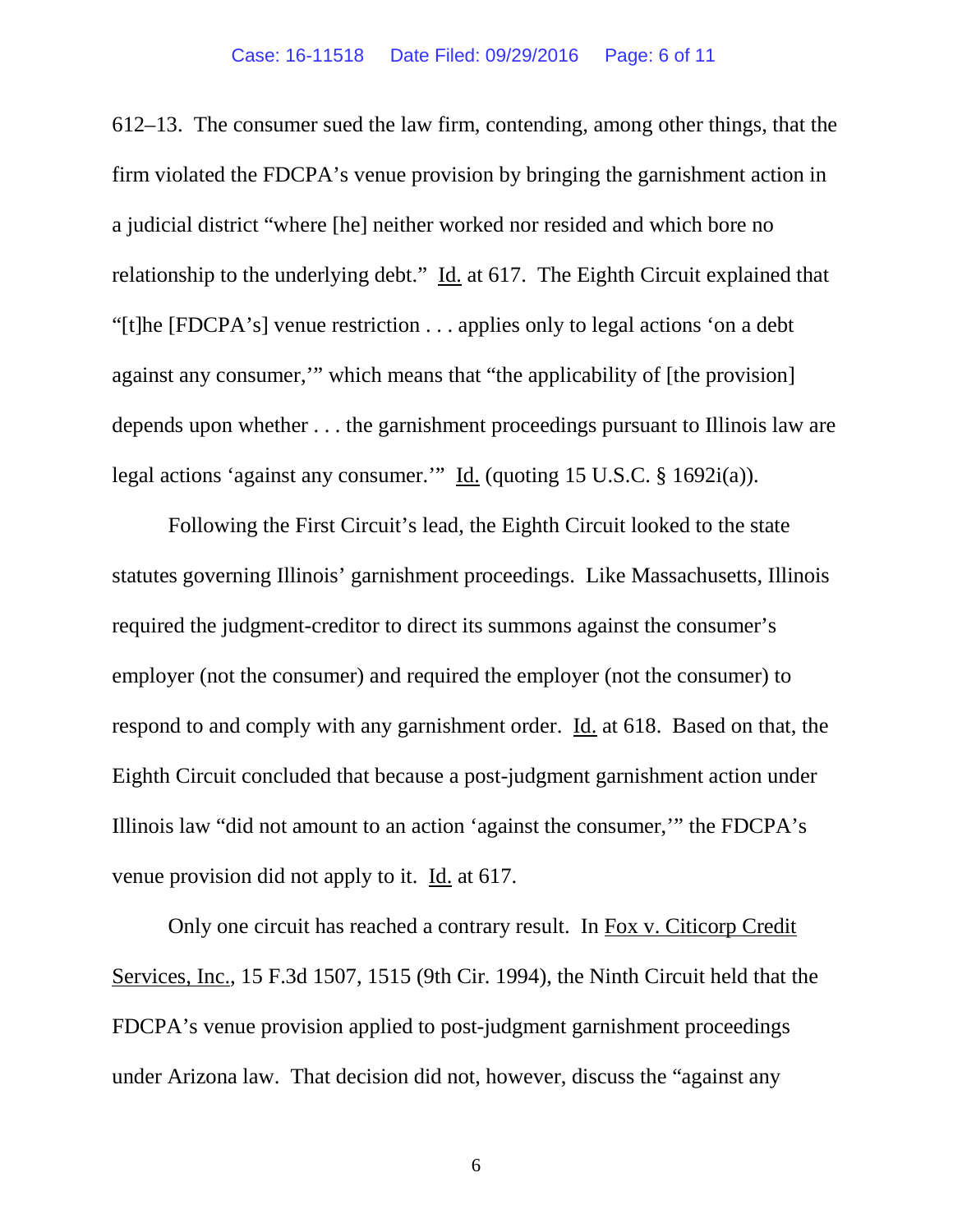612–13. The consumer sued the law firm, contending, among other things, that the firm violated the FDCPA's venue provision by bringing the garnishment action in a judicial district "where [he] neither worked nor resided and which bore no relationship to the underlying debt." Id. at 617. The Eighth Circuit explained that "[t]he [FDCPA's] venue restriction . . . applies only to legal actions 'on a debt against any consumer,'" which means that "the applicability of [the provision] depends upon whether . . . the garnishment proceedings pursuant to Illinois law are legal actions 'against any consumer.'" Id. (quoting 15 U.S.C. § 1692i(a)).

Following the First Circuit's lead, the Eighth Circuit looked to the state statutes governing Illinois' garnishment proceedings. Like Massachusetts, Illinois required the judgment-creditor to direct its summons against the consumer's employer (not the consumer) and required the employer (not the consumer) to respond to and comply with any garnishment order. Id. at 618. Based on that, the Eighth Circuit concluded that because a post-judgment garnishment action under Illinois law "did not amount to an action 'against the consumer,'" the FDCPA's venue provision did not apply to it. Id. at 617.

Only one circuit has reached a contrary result. In Fox v. Citicorp Credit Services, Inc., 15 F.3d 1507, 1515 (9th Cir. 1994), the Ninth Circuit held that the FDCPA's venue provision applied to post-judgment garnishment proceedings under Arizona law. That decision did not, however, discuss the "against any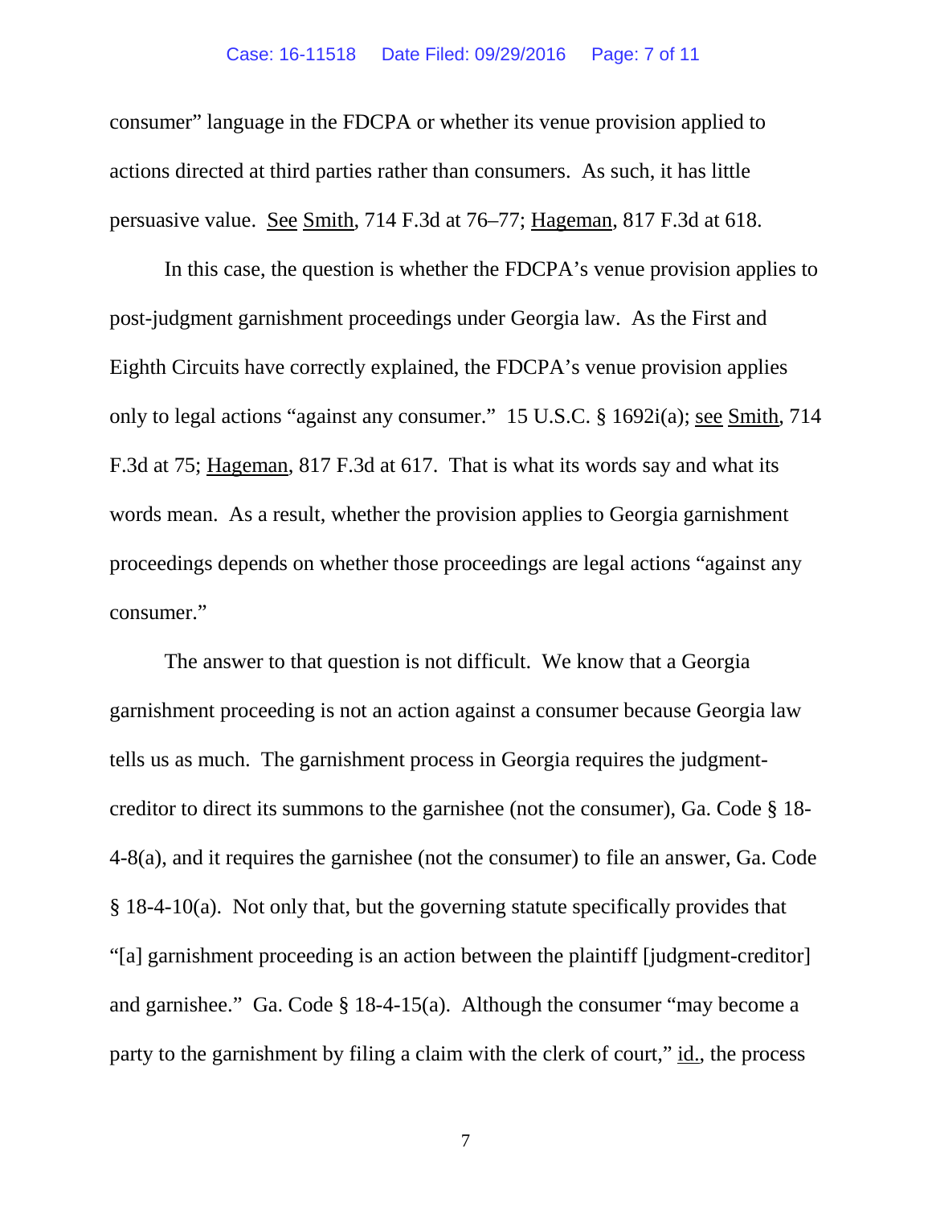consumer" language in the FDCPA or whether its venue provision applied to actions directed at third parties rather than consumers. As such, it has little persuasive value. See Smith, 714 F.3d at 76–77; Hageman, 817 F.3d at 618.

In this case, the question is whether the FDCPA's venue provision applies to post-judgment garnishment proceedings under Georgia law. As the First and Eighth Circuits have correctly explained, the FDCPA's venue provision applies only to legal actions "against any consumer." 15 U.S.C. § 1692i(a); see Smith, 714 F.3d at 75; Hageman, 817 F.3d at 617. That is what its words say and what its words mean. As a result, whether the provision applies to Georgia garnishment proceedings depends on whether those proceedings are legal actions "against any consumer."

The answer to that question is not difficult. We know that a Georgia garnishment proceeding is not an action against a consumer because Georgia law tells us as much. The garnishment process in Georgia requires the judgment-creditor to direct its summons to the garnishee (not the consumer), Ga. Code § 18-4-8(a), and it requires the garnishee (not the consumer) to file an answer, Ga. Code § 18-4-10(a). Not only that, but the governing statute specifically provides that "[a] garnishment proceeding is an action between the plaintiff [judgment-creditor] and garnishee." Ga. Code § 18-4-15(a). Although the consumer "may become a party to the garnishment by filing a claim with the clerk of court," id., the process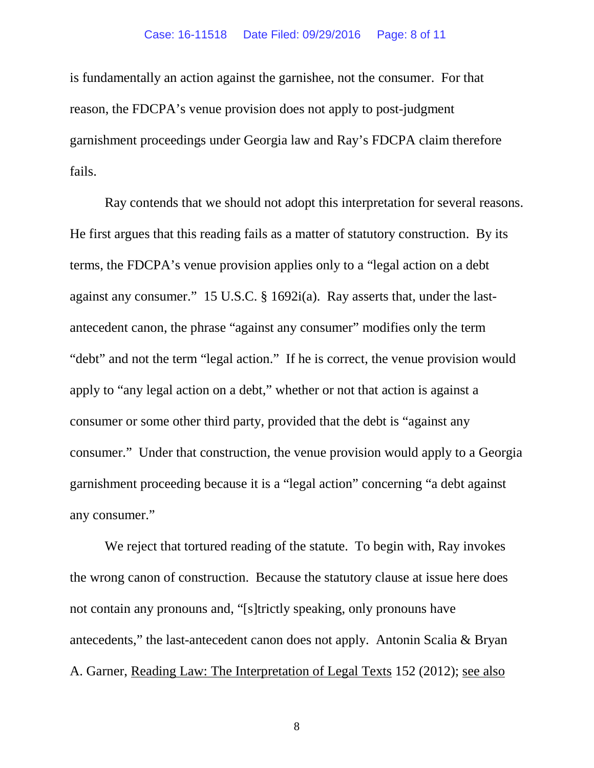is fundamentally an action against the garnishee, not the consumer. For that reason, the FDCPA's venue provision does not apply to post-judgment garnishment proceedings under Georgia law and Ray's FDCPA claim therefore fails.

Ray contends that we should not adopt this interpretation for several reasons. He first argues that this reading fails as a matter of statutory construction. By its terms, the FDCPA's venue provision applies only to a "legal action on a debt against any consumer." 15 U.S.C. § 1692i(a). Ray asserts that, under the last-antecedent canon, the phrase "against any consumer" modifies only the term "debt" and not the term "legal action." If he is correct, the venue provision would apply to "any legal action on a debt," whether or not that action is against a consumer or some other third party, provided that the debt is "against any consumer." Under that construction, the venue provision would apply to a Georgia garnishment proceeding because it is a "legal action" concerning "a debt against any consumer."

We reject that tortured reading of the statute. To begin with, Ray invokes the wrong canon of construction. Because the statutory clause at issue here does not contain any pronouns and, "[s]trictly speaking, only pronouns have antecedents," the last-antecedent canon does not apply. Antonin Scalia & Bryan A. Garner, Reading Law: The Interpretation of Legal Texts 152 (2012); see also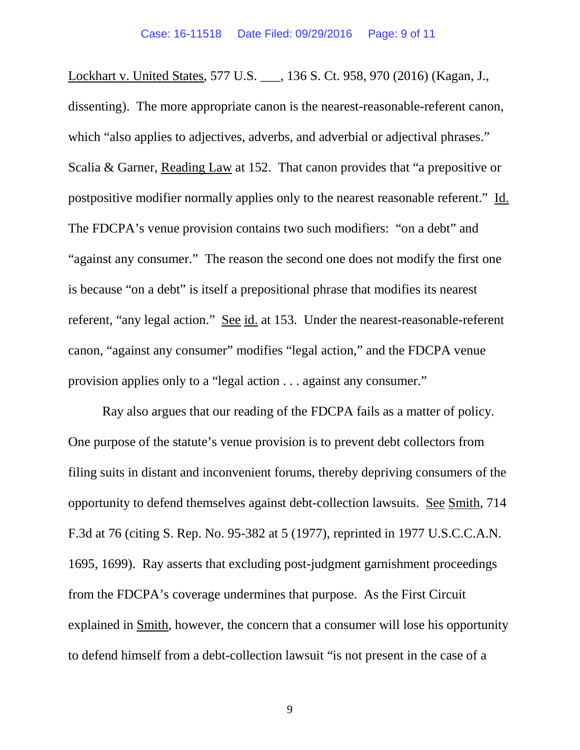Lockhart v. United States, 577 U.S. ___, 136 S. Ct. 958, 970 (2016) (Kagan, J., dissenting). The more appropriate canon is the nearest-reasonable-referent canon, which "also applies to adjectives, adverbs, and adverbial or adjectival phrases." Scalia & Garner, Reading Law at 152. That canon provides that "a prepositive or postpositive modifier normally applies only to the nearest reasonable referent." Id. The FDCPA's venue provision contains two such modifiers: "on a debt" and "against any consumer." The reason the second one does not modify the first one is because "on a debt" is itself a prepositional phrase that modifies its nearest referent, "any legal action." See id. at 153. Under the nearest-reasonable-referent canon, "against any consumer" modifies "legal action," and the FDCPA venue provision applies only to a "legal action . . . against any consumer."

Ray also argues that our reading of the FDCPA fails as a matter of policy. One purpose of the statute's venue provision is to prevent debt collectors from filing suits in distant and inconvenient forums, thereby depriving consumers of the opportunity to defend themselves against debt-collection lawsuits. See Smith, 714 F.3d at 76 (citing S. Rep. No. 95-382 at 5 (1977), reprinted in 1977 U.S.C.C.A.N. 1695, 1699). Ray asserts that excluding post-judgment garnishment proceedings from the FDCPA's coverage undermines that purpose. As the First Circuit explained in Smith, however, the concern that a consumer will lose his opportunity to defend himself from a debt-collection lawsuit "is not present in the case of a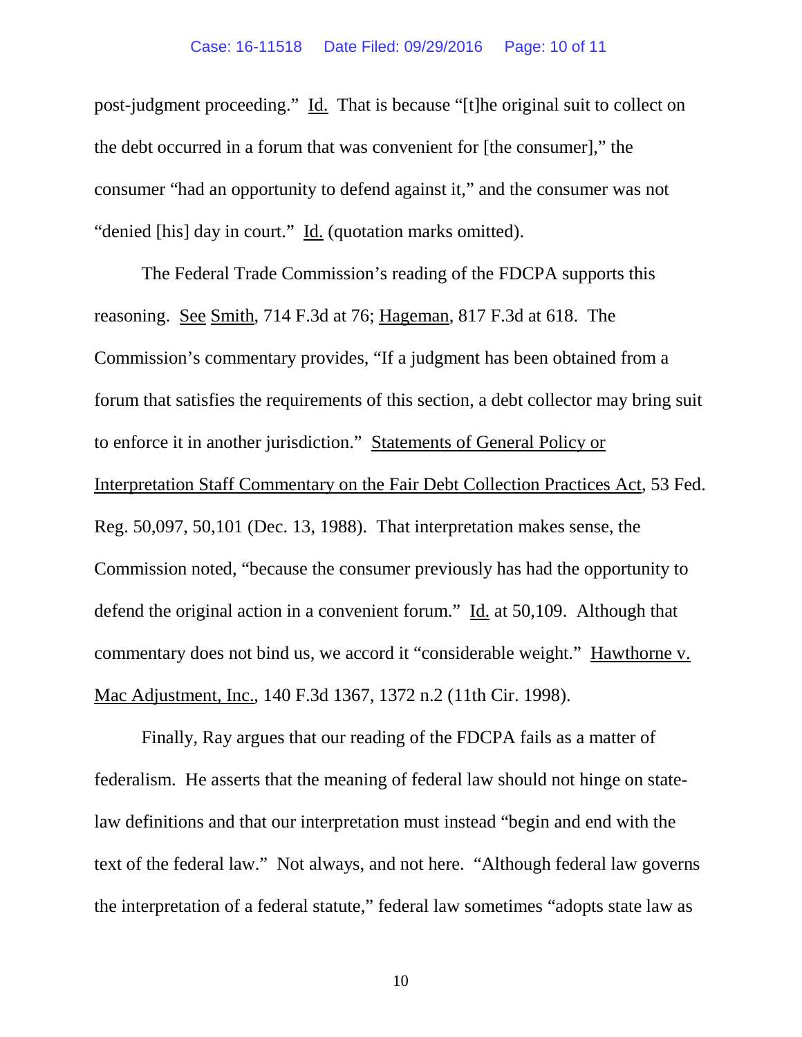post-judgment proceeding." Id. That is because "[t]he original suit to collect on the debt occurred in a forum that was convenient for [the consumer]," the consumer "had an opportunity to defend against it," and the consumer was not "denied [his] day in court." Id. (quotation marks omitted).

The Federal Trade Commission's reading of the FDCPA supports this reasoning. See Smith, 714 F.3d at 76; Hageman, 817 F.3d at 618. The Commission's commentary provides, "If a judgment has been obtained from a forum that satisfies the requirements of this section, a debt collector may bring suit to enforce it in another jurisdiction." Statements of General Policy or Interpretation Staff Commentary on the Fair Debt Collection Practices Act, 53 Fed. Reg. 50,097, 50,101 (Dec. 13, 1988). That interpretation makes sense, the Commission noted, "because the consumer previously has had the opportunity to defend the original action in a convenient forum." Id. at 50,109. Although that commentary does not bind us, we accord it "considerable weight." Hawthorne v. Mac Adjustment, Inc., 140 F.3d 1367, 1372 n.2 (11th Cir. 1998).

Finally, Ray argues that our reading of the FDCPA fails as a matter of federalism. He asserts that the meaning of federal law should not hinge on state-law definitions and that our interpretation must instead "begin and end with the text of the federal law." Not always, and not here. "Although federal law governs the interpretation of a federal statute," federal law sometimes "adopts state law as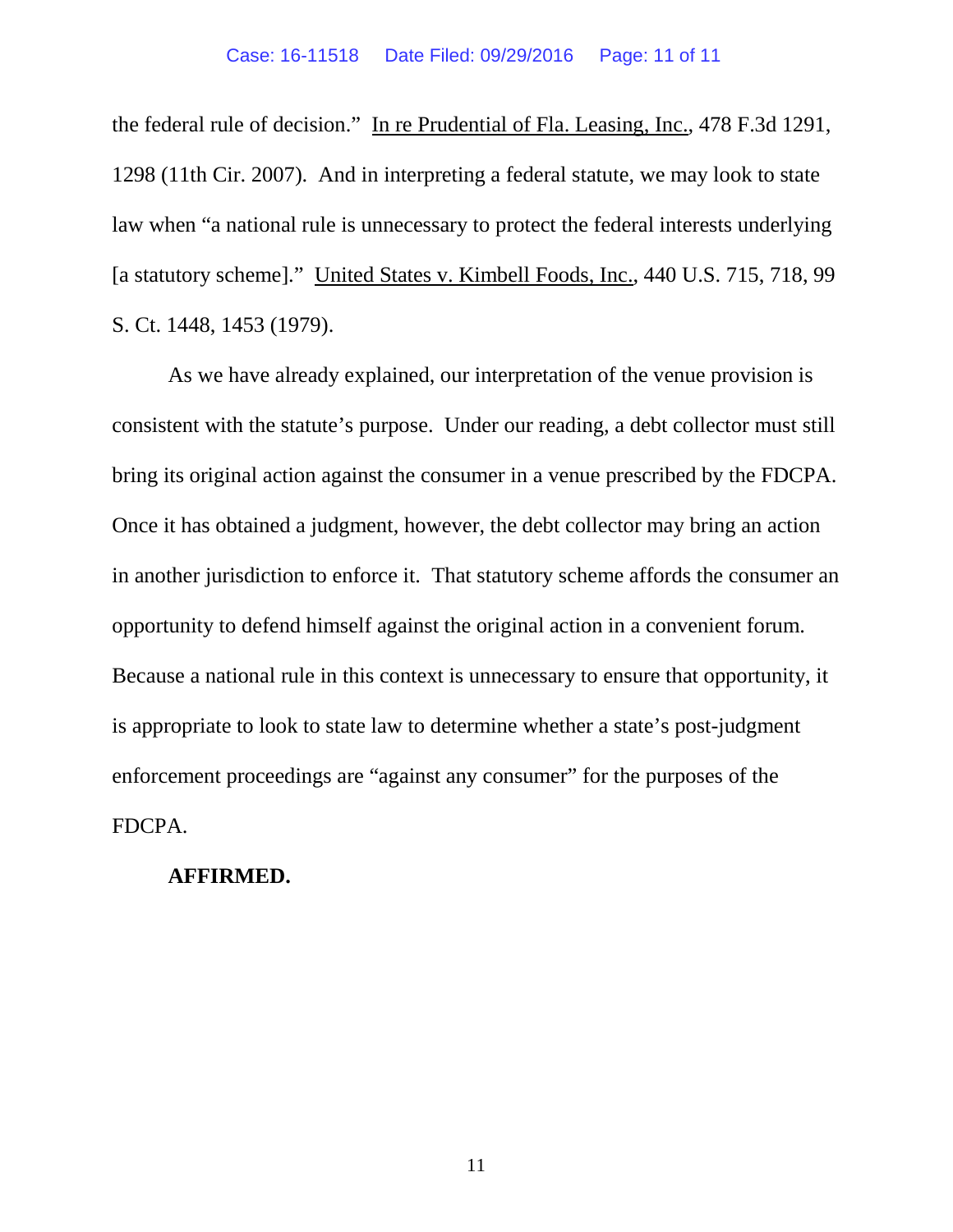the federal rule of decision." In re Prudential of Fla. Leasing, Inc., 478 F.3d 1291, 1298 (11th Cir. 2007). And in interpreting a federal statute, we may look to state law when "a national rule is unnecessary to protect the federal interests underlying [a statutory scheme]." United States v. Kimbell Foods, Inc., 440 U.S. 715, 718, 99 S. Ct. 1448, 1453 (1979).

As we have already explained, our interpretation of the venue provision is consistent with the statute's purpose. Under our reading, a debt collector must still bring its original action against the consumer in a venue prescribed by the FDCPA. Once it has obtained a judgment, however, the debt collector may bring an action in another jurisdiction to enforce it. That statutory scheme affords the consumer an opportunity to defend himself against the original action in a convenient forum. Because a national rule in this context is unnecessary to ensure that opportunity, it is appropriate to look to state law to determine whether a state's post-judgment enforcement proceedings are "against any consumer" for the purposes of the FDCPA.

**AFFIRMED.**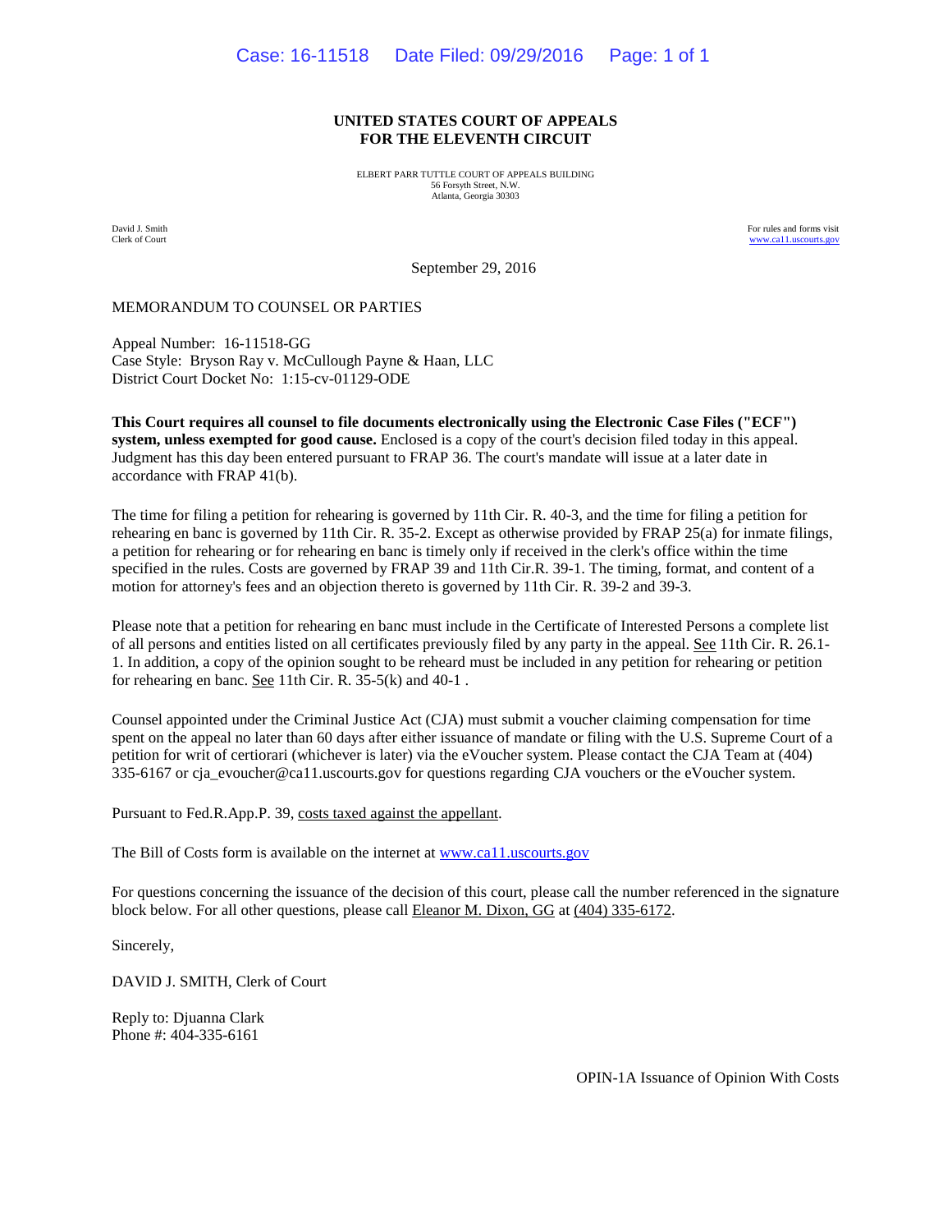**UNITED STATES COURT OF APPEALS**
**FOR THE ELEVENTH CIRCUIT**

ELBERT PARR TUTTLE COURT OF APPEALS BUILDING
56 Forsyth Street, N.W.
Atlanta, Georgia 30303

David J. Smith
Clerk of Court

For rules and forms visit
www.ca11.uscourts.gov

September 29, 2016

MEMORANDUM TO COUNSEL OR PARTIES

Appeal Number: 16-11518-GG
Case Style: Bryson Ray v. McCullough Payne & Haan, LLC
District Court Docket No: 1:15-cv-01129-ODE

**This Court requires all counsel to file documents electronically using the Electronic Case Files ("ECF") system, unless exempted for good cause.** Enclosed is a copy of the court's decision filed today in this appeal. Judgment has this day been entered pursuant to FRAP 36. The court's mandate will issue at a later date in accordance with FRAP 41(b).

The time for filing a petition for rehearing is governed by 11th Cir. R. 40-3, and the time for filing a petition for rehearing en banc is governed by 11th Cir. R. 35-2. Except as otherwise provided by FRAP 25(a) for inmate filings, a petition for rehearing or for rehearing en banc is timely only if received in the clerk's office within the time specified in the rules. Costs are governed by FRAP 39 and 11th Cir.R. 39-1. The timing, format, and content of a motion for attorney's fees and an objection thereto is governed by 11th Cir. R. 39-2 and 39-3.

Please note that a petition for rehearing en banc must include in the Certificate of Interested Persons a complete list of all persons and entities listed on all certificates previously filed by any party in the appeal. See 11th Cir. R. 26.1-1. In addition, a copy of the opinion sought to be reheard must be included in any petition for rehearing or petition for rehearing en banc. See 11th Cir. R. 35-5(k) and 40-1 .

Counsel appointed under the Criminal Justice Act (CJA) must submit a voucher claiming compensation for time spent on the appeal no later than 60 days after either issuance of mandate or filing with the U.S. Supreme Court of a petition for writ of certiorari (whichever is later) via the eVoucher system. Please contact the CJA Team at (404) 335-6167 or cja_evoucher@ca11.uscourts.gov for questions regarding CJA vouchers or the eVoucher system.

Pursuant to Fed.R.App.P. 39, costs taxed against the appellant.

The Bill of Costs form is available on the internet at www.ca11.uscourts.gov

For questions concerning the issuance of the decision of this court, please call the number referenced in the signature block below. For all other questions, please call Eleanor M. Dixon, GG at (404) 335-6172.

Sincerely,

DAVID J. SMITH, Clerk of Court

Reply to: Djuanna Clark
Phone #: 404-335-6161

OPIN-1A Issuance of Opinion With Costs